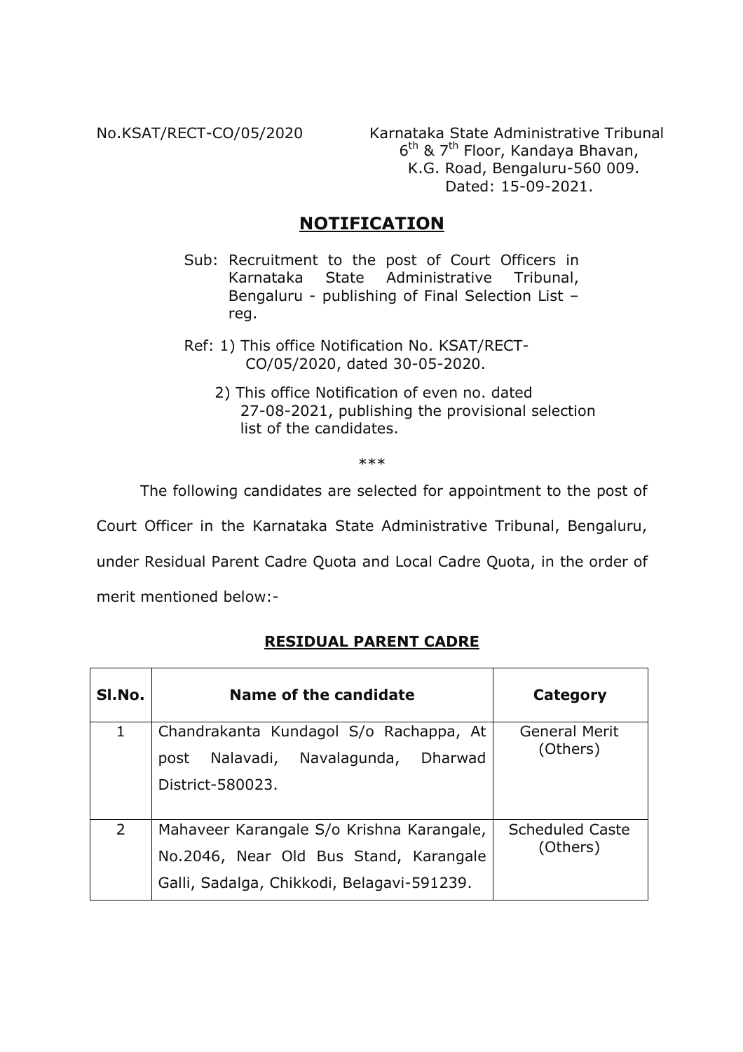No.KSAT/RECT-CO/05/2020

Karnataka State Administrative Tribunal
6th & 7th Floor, Kandaya Bhavan,
K.G. Road, Bengaluru-560 009.
Dated: 15-09-2021.

## NOTIFICATION

Sub: Recruitment to the post of Court Officers in Karnataka State Administrative Tribunal, Bengaluru - publishing of Final Selection List – reg.

Ref: 1) This office Notification No. KSAT/RECT-CO/05/2020, dated 30-05-2020.

2) This office Notification of even no. dated 27-08-2021, publishing the provisional selection list of the candidates.

\*\*\*

The following candidates are selected for appointment to the post of Court Officer in the Karnataka State Administrative Tribunal, Bengaluru, under Residual Parent Cadre Quota and Local Cadre Quota, in the order of merit mentioned below:-

### RESIDUAL PARENT CADRE

| Sl.No. | Name of the candidate | Category |
|---|---|---|
| 1 | Chandrakanta Kundagol S/o Rachappa, At post Nalavadi, Navalagunda, Dharwad District-580023. | General Merit (Others) |
| 2 | Mahaveer Karangale S/o Krishna Karangale, No.2046, Near Old Bus Stand, Karangale Galli, Sadalga, Chikkodi, Belagavi-591239. | Scheduled Caste (Others) |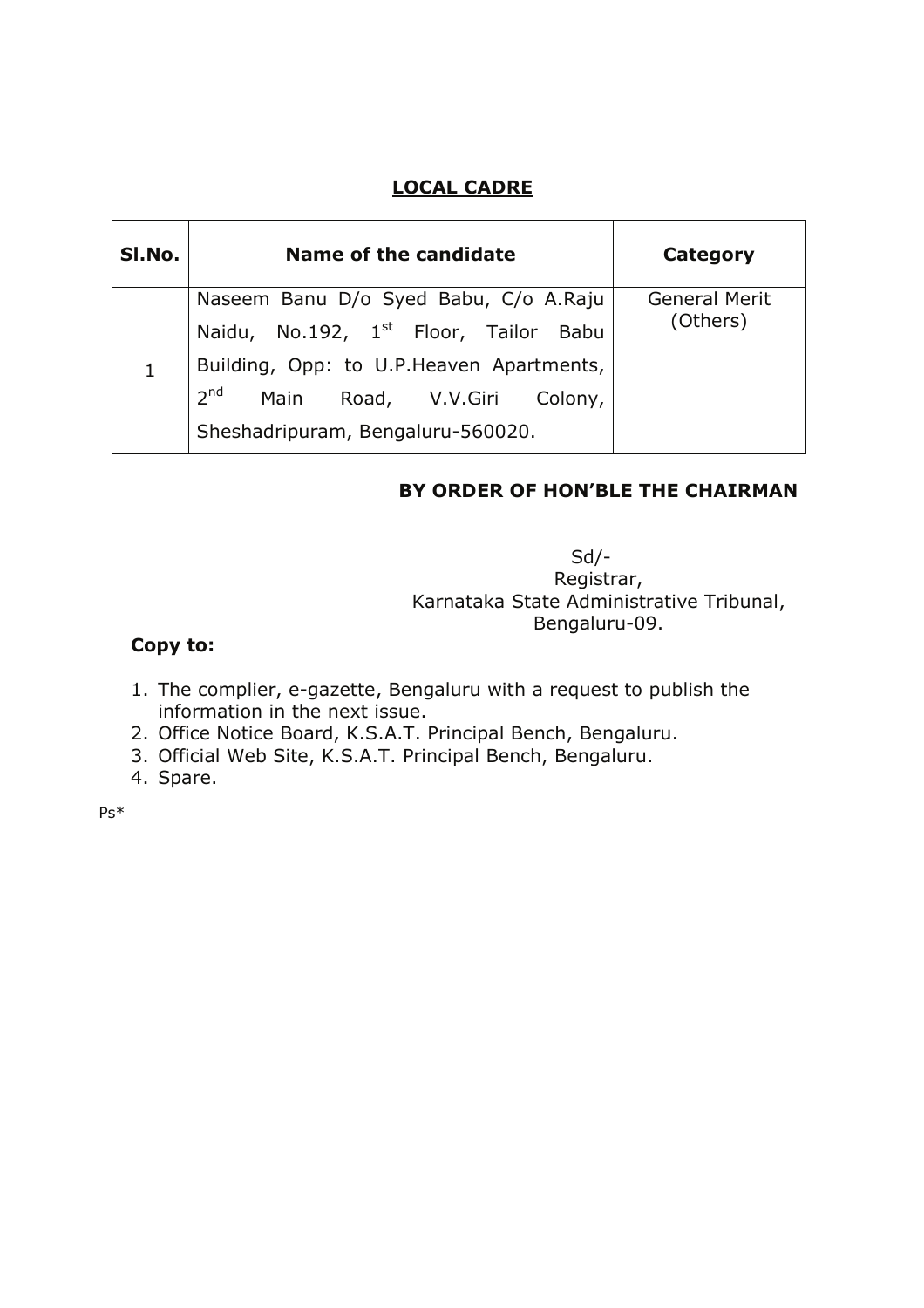## LOCAL CADRE

| Sl.No. | Name of the candidate | Category |
|---|---|---|
| 1 | Naseem Banu D/o Syed Babu, C/o A.Raju Naidu, No.192, 1st Floor, Tailor Babu Building, Opp: to U.P.Heaven Apartments, 2nd Main Road, V.V.Giri Colony, Sheshadripuram, Bengaluru-560020. | General Merit (Others) |

**BY ORDER OF HON'BLE THE CHAIRMAN**

Sd/-
Registrar,
Karnataka State Administrative Tribunal,
Bengaluru-09.

**Copy to:**

1. The complier, e-gazette, Bengaluru with a request to publish the information in the next issue.
2. Office Notice Board, K.S.A.T. Principal Bench, Bengaluru.
3. Official Web Site, K.S.A.T. Principal Bench, Bengaluru.
4. Spare.

Ps*